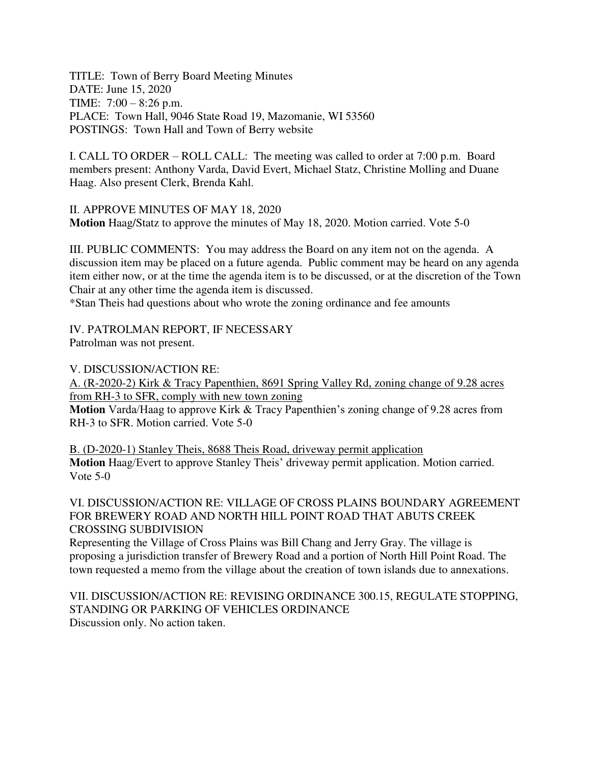TITLE: Town of Berry Board Meeting Minutes
DATE: June 15, 2020
TIME: 7:00 – 8:26 p.m.
PLACE: Town Hall, 9046 State Road 19, Mazomanie, WI 53560
POSTINGS: Town Hall and Town of Berry website

I. CALL TO ORDER – ROLL CALL: The meeting was called to order at 7:00 p.m. Board members present: Anthony Varda, David Evert, Michael Statz, Christine Molling and Duane Haag. Also present Clerk, Brenda Kahl.

II. APPROVE MINUTES OF MAY 18, 2020
**Motion** Haag/Statz to approve the minutes of May 18, 2020. Motion carried. Vote 5-0

III. PUBLIC COMMENTS: You may address the Board on any item not on the agenda. A discussion item may be placed on a future agenda. Public comment may be heard on any agenda item either now, or at the time the agenda item is to be discussed, or at the discretion of the Town Chair at any other time the agenda item is discussed.
*Stan Theis had questions about who wrote the zoning ordinance and fee amounts

IV. PATROLMAN REPORT, IF NECESSARY
Patrolman was not present.

V. DISCUSSION/ACTION RE:
A. (R-2020-2) Kirk & Tracy Papenthien, 8691 Spring Valley Rd, zoning change of 9.28 acres from RH-3 to SFR, comply with new town zoning
**Motion** Varda/Haag to approve Kirk & Tracy Papenthien's zoning change of 9.28 acres from RH-3 to SFR. Motion carried. Vote 5-0

B. (D-2020-1) Stanley Theis, 8688 Theis Road, driveway permit application
**Motion** Haag/Evert to approve Stanley Theis' driveway permit application. Motion carried. Vote 5-0

VI. DISCUSSION/ACTION RE: VILLAGE OF CROSS PLAINS BOUNDARY AGREEMENT FOR BREWERY ROAD AND NORTH HILL POINT ROAD THAT ABUTS CREEK CROSSING SUBDIVISION
Representing the Village of Cross Plains was Bill Chang and Jerry Gray. The village is proposing a jurisdiction transfer of Brewery Road and a portion of North Hill Point Road. The town requested a memo from the village about the creation of town islands due to annexations.

VII. DISCUSSION/ACTION RE: REVISING ORDINANCE 300.15, REGULATE STOPPING, STANDING OR PARKING OF VEHICLES ORDINANCE
Discussion only. No action taken.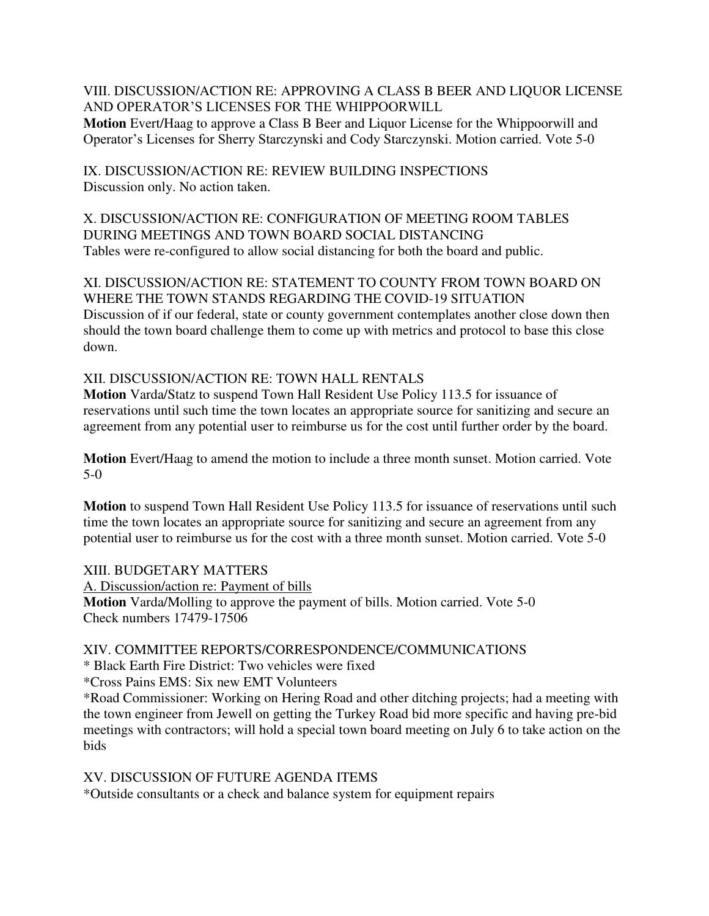VIII. DISCUSSION/ACTION RE: APPROVING A CLASS B BEER AND LIQUOR LICENSE AND OPERATOR'S LICENSES FOR THE WHIPPOORWILL

**Motion** Evert/Haag to approve a Class B Beer and Liquor License for the Whippoorwill and Operator's Licenses for Sherry Starczynski and Cody Starczynski. Motion carried. Vote 5-0

IX. DISCUSSION/ACTION RE: REVIEW BUILDING INSPECTIONS

Discussion only. No action taken.

X. DISCUSSION/ACTION RE: CONFIGURATION OF MEETING ROOM TABLES DURING MEETINGS AND TOWN BOARD SOCIAL DISTANCING

Tables were re-configured to allow social distancing for both the board and public.

XI. DISCUSSION/ACTION RE: STATEMENT TO COUNTY FROM TOWN BOARD ON WHERE THE TOWN STANDS REGARDING THE COVID-19 SITUATION

Discussion of if our federal, state or county government contemplates another close down then should the town board challenge them to come up with metrics and protocol to base this close down.

XII. DISCUSSION/ACTION RE: TOWN HALL RENTALS

**Motion** Varda/Statz to suspend Town Hall Resident Use Policy 113.5 for issuance of reservations until such time the town locates an appropriate source for sanitizing and secure an agreement from any potential user to reimburse us for the cost until further order by the board.

**Motion** Evert/Haag to amend the motion to include a three month sunset. Motion carried. Vote 5-0

**Motion** to suspend Town Hall Resident Use Policy 113.5 for issuance of reservations until such time the town locates an appropriate source for sanitizing and secure an agreement from any potential user to reimburse us for the cost with a three month sunset. Motion carried. Vote 5-0

XIII. BUDGETARY MATTERS

A. Discussion/action re: Payment of bills

**Motion** Varda/Molling to approve the payment of bills. Motion carried. Vote 5-0
Check numbers 17479-17506

XIV. COMMITTEE REPORTS/CORRESPONDENCE/COMMUNICATIONS

* Black Earth Fire District: Two vehicles were fixed
*Cross Pains EMS: Six new EMT Volunteers
*Road Commissioner: Working on Hering Road and other ditching projects; had a meeting with the town engineer from Jewell on getting the Turkey Road bid more specific and having pre-bid meetings with contractors; will hold a special town board meeting on July 6 to take action on the bids

XV. DISCUSSION OF FUTURE AGENDA ITEMS

*Outside consultants or a check and balance system for equipment repairs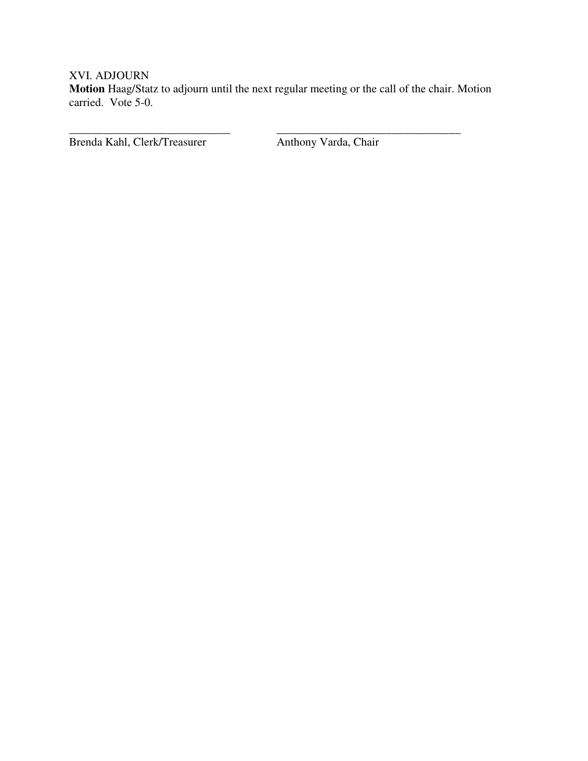XVI. ADJOURN

**Motion** Haag/Statz to adjourn until the next regular meeting or the call of the chair. Motion carried. Vote 5-0.

\_\_\_\_\_\_\_\_\_\_\_\_\_\_\_\_\_\_\_\_\_\_\_\_\_\_\_\_ \_\_\_\_\_\_\_\_\_\_\_\_\_\_\_\_\_\_\_\_\_\_\_\_\_\_\_\_\_\_\_\_\_

Brenda Kahl, Clerk/Treasurer Anthony Varda, Chair